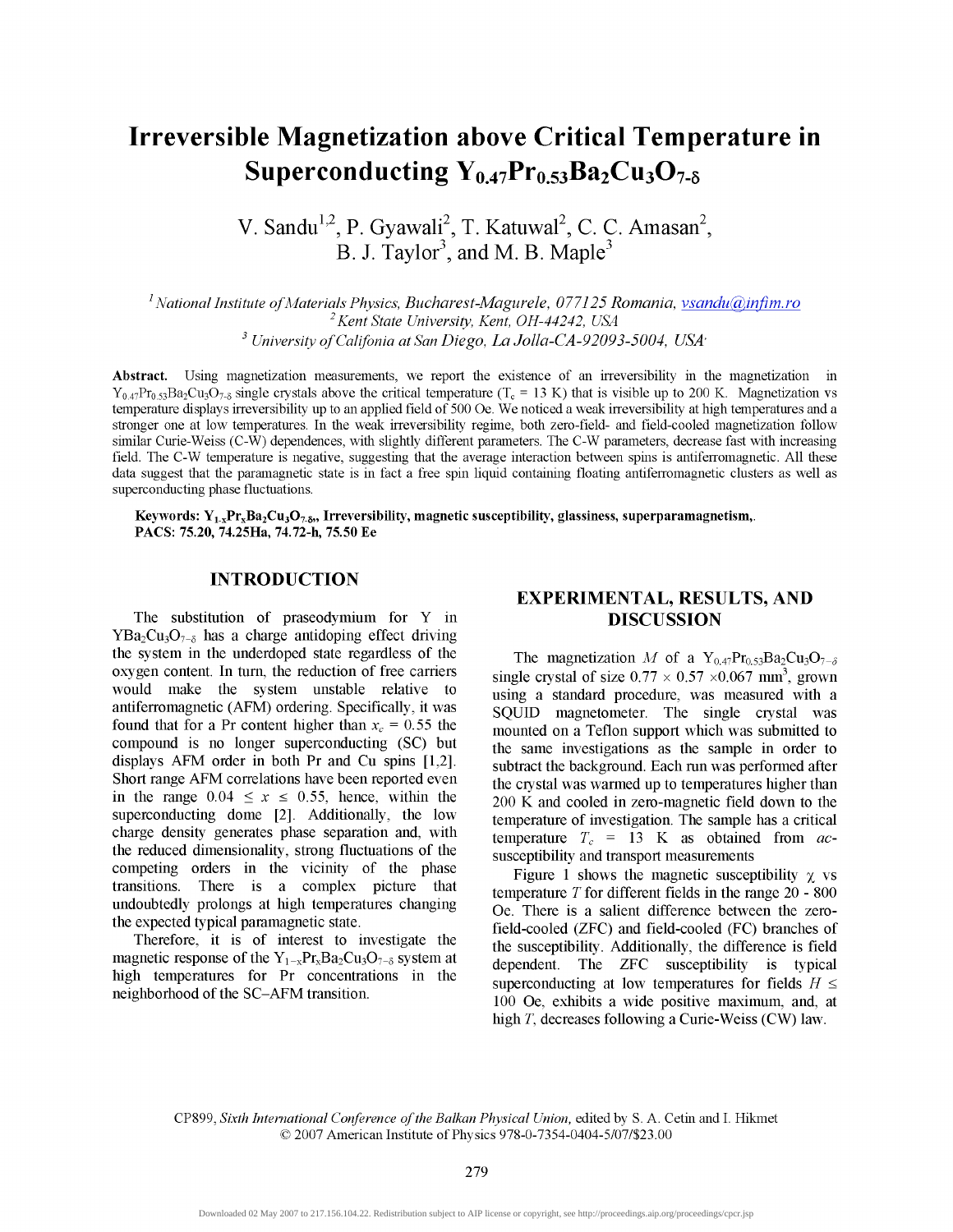# Irreversible Magnetization above Critical Temperature in Superconducting $Y_{0.47}Pr_{0.53}Ba_2Cu_3O_{7-\delta}$

V. Sandu[1,2], P. Gyawali[2], T. Katuwal[2], C. C. Amasan[2], B. J. Taylor[3], and M. B. Maple[3]

[1] *National Institute of Materials Physics, Bucharest-Magurele, 077125 Romania, vsandu@infim.ro*
[2] *Kent State University, Kent, OH-44242, USA*
[3] *University of Califonia at San Diego, La Jolla-CA-92093-5004, USA*

**Abstract.** Using magnetization measurements, we report the existence of an irreversibility in the magnetization in $Y_{0.47}Pr_{0.53}Ba_2Cu_3O_{7-\delta}$ single crystals above the critical temperature ($T_c$ = 13 K) that is visible up to 200 K. Magnetization vs temperature displays irreversibility up to an applied field of 500 Oe. We noticed a weak irreversibility at high temperatures and a stronger one at low temperatures. In the weak irreversibility regime, both zero-field- and field-cooled magnetization follow similar Curie-Weiss (C-W) dependences, with slightly different parameters. The C-W parameters, decrease fast with increasing field. The C-W temperature is negative, suggesting that the average interaction between spins is antiferromagnetic. All these data suggest that the paramagnetic state is in fact a free spin liquid containing floating antiferromagnetic clusters as well as superconducting phase fluctuations.

**Keywords: $Y_{1-x}Pr_xBa_2Cu_3O_{7-\delta}$, Irreversibility, magnetic susceptibility, glassiness, superparamagnetism,.**
**PACS: 75.20, 74.25Ha, 74.72-h, 75.50 Ee**

## INTRODUCTION

The substitution of praseodymium for Y in $YBa_2Cu_3O_{7-\delta}$ has a charge antidoping effect driving the system in the underdoped state regardless of the oxygen content. In turn, the reduction of free carriers would make the system unstable relative to antiferromagnetic (AFM) ordering. Specifically, it was found that for a Pr content higher than $x_c$ = 0.55 the compound is no longer superconducting (SC) but displays AFM order in both Pr and Cu spins [1,2]. Short range AFM correlations have been reported even in the range $0.04 \leq x \leq 0.55$, hence, within the superconducting dome [2]. Additionally, the low charge density generates phase separation and, with the reduced dimensionality, strong fluctuations of the competing orders in the vicinity of the phase transitions. There is a complex picture that undoubtedly prolongs at high temperatures changing the expected typical paramagnetic state.

Therefore, it is of interest to investigate the magnetic response of the $Y_{1-x}Pr_xBa_2Cu_3O_{7-\delta}$ system at high temperatures for Pr concentrations in the neighborhood of the SC–AFM transition.

## EXPERIMENTAL, RESULTS, AND DISCUSSION

The magnetization $M$ of a $Y_{0.47}Pr_{0.53}Ba_2Cu_3O_{7-\delta}$ single crystal of size $0.77 \times 0.57 \times 0.067$ mm$^3$, grown using a standard procedure, was measured with a SQUID magnetometer. The single crystal was mounted on a Teflon support which was submitted to the same investigations as the sample in order to subtract the background. Each run was performed after the crystal was warmed up to temperatures higher than 200 K and cooled in zero-magnetic field down to the temperature of investigation. The sample has a critical temperature $T_c$ = 13 K as obtained from *ac*-susceptibility and transport measurements

Figure 1 shows the magnetic susceptibility $\chi$ vs temperature $T$ for different fields in the range 20 - 800 Oe. There is a salient difference between the zero-field-cooled (ZFC) and field-cooled (FC) branches of the susceptibility. Additionally, the difference is field dependent. The ZFC susceptibility is typical superconducting at low temperatures for fields $H \leq$ 100 Oe, exhibits a wide positive maximum, and, at high $T$, decreases following a Curie-Weiss (CW) law.

CP899, *Sixth International Conference of the Balkan Physical Union,* edited by S. A. Cetin and I. Hikmet
© 2007 American Institute of Physics 978-0-7354-0404-5/07/$23.00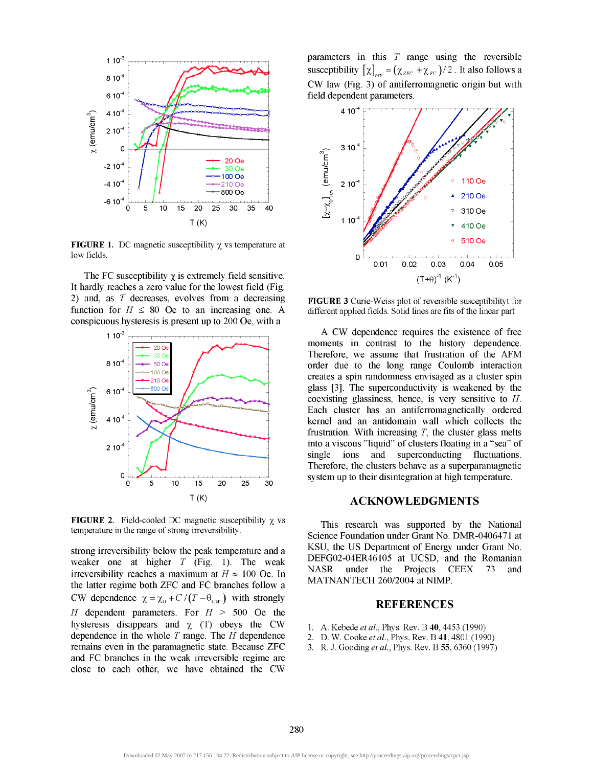1 10^-3
8 10^-4
6 10^-4
4 10^-4
2 10^-4
0
-2 10^-4
-4 10^-4
-6 10^-4
χ (emu/cm^3)
0 5 10 15 20 25 30 35 40
T (K)
20 Oe
30 Oe
100 Oe
210 Oe
800 Oe

**FIGURE 1.** DC magnetic susceptibility $\chi$ vs temperature at low fields.

The FC susceptibility $\chi$ is extremely field sensitive. It hardly reaches a zero value for the lowest field (Fig. 2) and, as $T$ decreases, evolves from a decreasing function for $H \leq 80$ Oe to an increasing one. A conspicuous hysteresis is present up to 200 Oe, with a strong irreversibility below the peak temperature and a weaker one at higher $T$ (Fig. 1). The weak irreversibility reaches a maximum at $H \approx 100$ Oe. In the latter regime both ZFC and FC branches follow a CW dependence $\chi = \chi_0 + C/(T - \theta_{CW})$ with strongly $H$ dependent parameters. For $H > 500$ Oe the hysteresis disappears and $\chi$ (T) obeys the CW dependence in the whole $T$ range. The $H$ dependence remains even in the paramagnetic state. Because ZFC and FC branches in the weak irreversible regime are close to each other, we have obtained the CW parameters in this $T$ range using the reversible susceptibility $[\chi]_{rev} = (\chi_{ZFC} + \chi_{FC})/2$. It also follows a CW law (Fig. 3) of antiferromagnetic origin but with field dependent parameters.

1 10^-3
8 10^-4
6 10^-4
4 10^-4
2 10^-4
0
χ (emu/cm^3)
0 5 10 15 20 25 30
T (K)
20 Oe
30 Oe
50 Oe
100 Oe
210 Oe
800 Oe

**FIGURE 2.** Field-cooled DC magnetic susceptibility $\chi$ vs temperature in the range of strong irreversibility.

4 10^-4
3 10^-4
2 10^-4
1 10^-4
0
$[\chi-\chi_0]_{rev}$ (emu/cm^3)
0.01 0.02 0.03 0.04 0.05
$(T+\theta)^{-1}$ (K^-1)
110 Oe
210 Oe
310 Oe
410 Oe
510 Oe

**FIGURE 3** Curie-Weiss plot of reversible susceptibilityt for different applied fields. Solid lines are fits of the linear part

A CW dependence requires the existence of free moments in contrast to the history dependence. Therefore, we assume that frustration of the AFM order due to the long range Coulomb interaction creates a spin randomness envisaged as a cluster spin glass [3]. The superconductivity is weakened by the coexisting glassiness, hence, is very sensitive to $H$. Each cluster has an antiferromagnetically ordered kernel and an antidomain wall which collects the frustration. With increasing $T$, the cluster glass melts into a viscous "liquid" of clusters floating in a "sea" of single ions and superconducting fluctuations. Therefore, the clusters behave as a superparamagnetic system up to their disintegration at high temperature.

## ACKNOWLEDGMENTS

This research was supported by the National Science Foundation under Grant No. DMR-0406471 at KSU, the US Department of Energy under Grant No. DEFG02-04ER46105 at UCSD, and the Romanian NASR under the Projects CEEX 73 and MATNANTECH 260/2004 at NIMP.

## REFERENCES

1. A. Kebede *et al.*, Phys. Rev. B **40**, 4453 (1990)
2. D. W. Cooke *et al.*, Phys. Rev. B **41**, 4801 (1990)
3. R. J. Gooding *et al.*, Phys. Rev. B **55**, 6360 (1997)